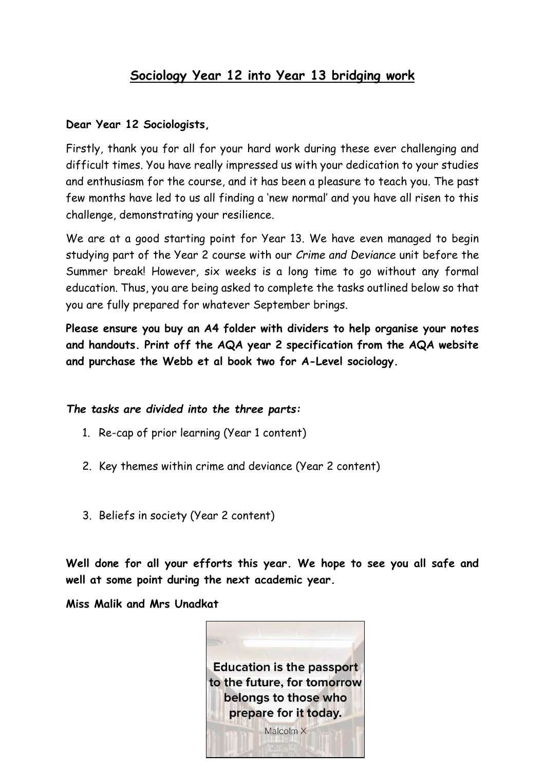# Sociology Year 12 into Year 13 bridging work

**Dear Year 12 Sociologists,**

Firstly, thank you for all for your hard work during these ever challenging and difficult times. You have really impressed us with your dedication to your studies and enthusiasm for the course, and it has been a pleasure to teach you. The past few months have led to us all finding a 'new normal' and you have all risen to this challenge, demonstrating your resilience.

We are at a good starting point for Year 13. We have even managed to begin studying part of the Year 2 course with our *Crime and Deviance* unit before the Summer break! However, six weeks is a long time to go without any formal education. Thus, you are being asked to complete the tasks outlined below so that you are fully prepared for whatever September brings.

**Please ensure you buy an A4 folder with dividers to help organise your notes and handouts. Print off the AQA year 2 specification from the AQA website and purchase the Webb et al book two for A-Level sociology.**

***The tasks are divided into the three parts:***

1. Re-cap of prior learning (Year 1 content)
2. Key themes within crime and deviance (Year 2 content)
3. Beliefs in society (Year 2 content)

**Well done for all your efforts this year. We hope to see you all safe and well at some point during the next academic year.**

**Miss Malik and Mrs Unadkat**

Education is the passport to the future, for tomorrow belongs to those who prepare for it today.

Malcolm X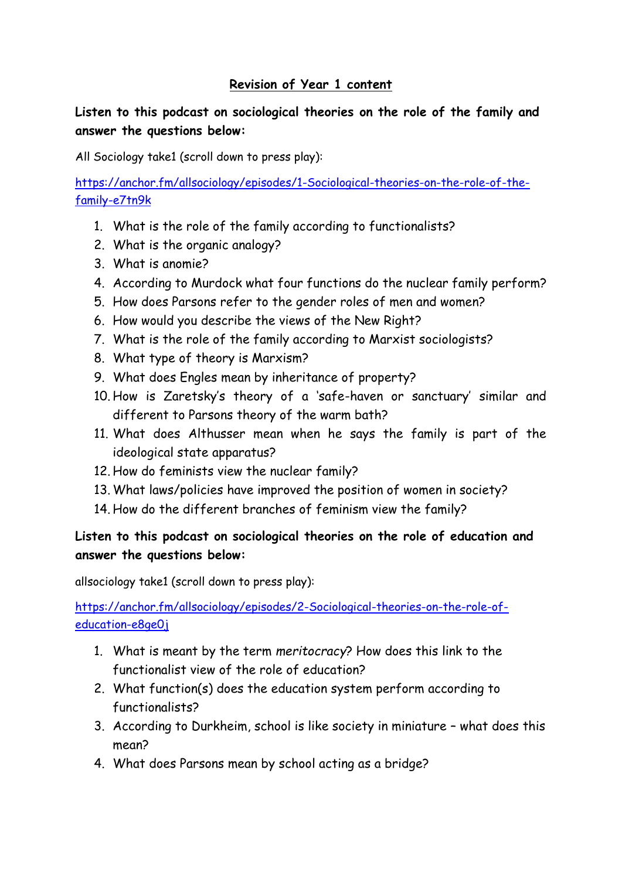## Revision of Year 1 content

**Listen to this podcast on sociological theories on the role of the family and answer the questions below:**

All Sociology take1 (scroll down to press play):

https://anchor.fm/allsociology/episodes/1-Sociological-theories-on-the-role-of-the-family-e7tn9k

1. What is the role of the family according to functionalists?
2. What is the organic analogy?
3. What is anomie?
4. According to Murdock what four functions do the nuclear family perform?
5. How does Parsons refer to the gender roles of men and women?
6. How would you describe the views of the New Right?
7. What is the role of the family according to Marxist sociologists?
8. What type of theory is Marxism?
9. What does Engles mean by inheritance of property?
10. How is Zaretsky's theory of a 'safe-haven or sanctuary' similar and different to Parsons theory of the warm bath?
11. What does Althusser mean when he says the family is part of the ideological state apparatus?
12. How do feminists view the nuclear family?
13. What laws/policies have improved the position of women in society?
14. How do the different branches of feminism view the family?

**Listen to this podcast on sociological theories on the role of education and answer the questions below:**

allsociology take1 (scroll down to press play):

https://anchor.fm/allsociology/episodes/2-Sociological-theories-on-the-role-of-education-e8ge0j

1. What is meant by the term *meritocracy*? How does this link to the functionalist view of the role of education?
2. What function(s) does the education system perform according to functionalists?
3. According to Durkheim, school is like society in miniature – what does this mean?
4. What does Parsons mean by school acting as a bridge?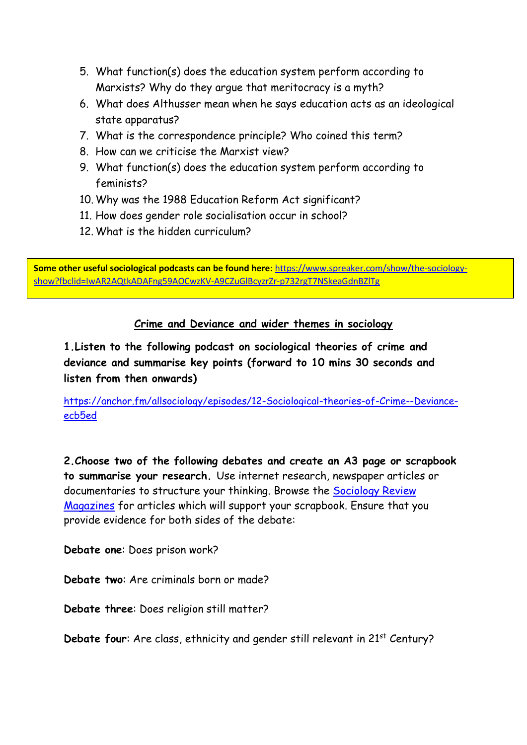5. What function(s) does the education system perform according to Marxists? Why do they argue that meritocracy is a myth?
6. What does Althusser mean when he says education acts as an ideological state apparatus?
7. What is the correspondence principle? Who coined this term?
8. How can we criticise the Marxist view?
9. What function(s) does the education system perform according to feminists?
10. Why was the 1988 Education Reform Act significant?
11. How does gender role socialisation occur in school?
12. What is the hidden curriculum?

**Some other useful sociological podcasts can be found here**: https://www.spreaker.com/show/the-sociology-show?fbclid=IwAR2AQtkADAFng59AOCwzKV-A9CZuGlBcyzrZr-p732rgT7NSkeaGdnBZlTg

## Crime and Deviance and wider themes in sociology

**1.Listen to the following podcast on sociological theories of crime and deviance and summarise key points (forward to 10 mins 30 seconds and listen from then onwards)**

https://anchor.fm/allsociology/episodes/12-Sociological-theories-of-Crime--Deviance-ecb5ed

**2.Choose two of the following debates and create an A3 page or scrapbook to summarise your research.** Use internet research, newspaper articles or documentaries to structure your thinking. Browse the Sociology Review Magazines for articles which will support your scrapbook. Ensure that you provide evidence for both sides of the debate:

**Debate one**: Does prison work?

**Debate two**: Are criminals born or made?

**Debate three**: Does religion still matter?

**Debate four**: Are class, ethnicity and gender still relevant in 21st Century?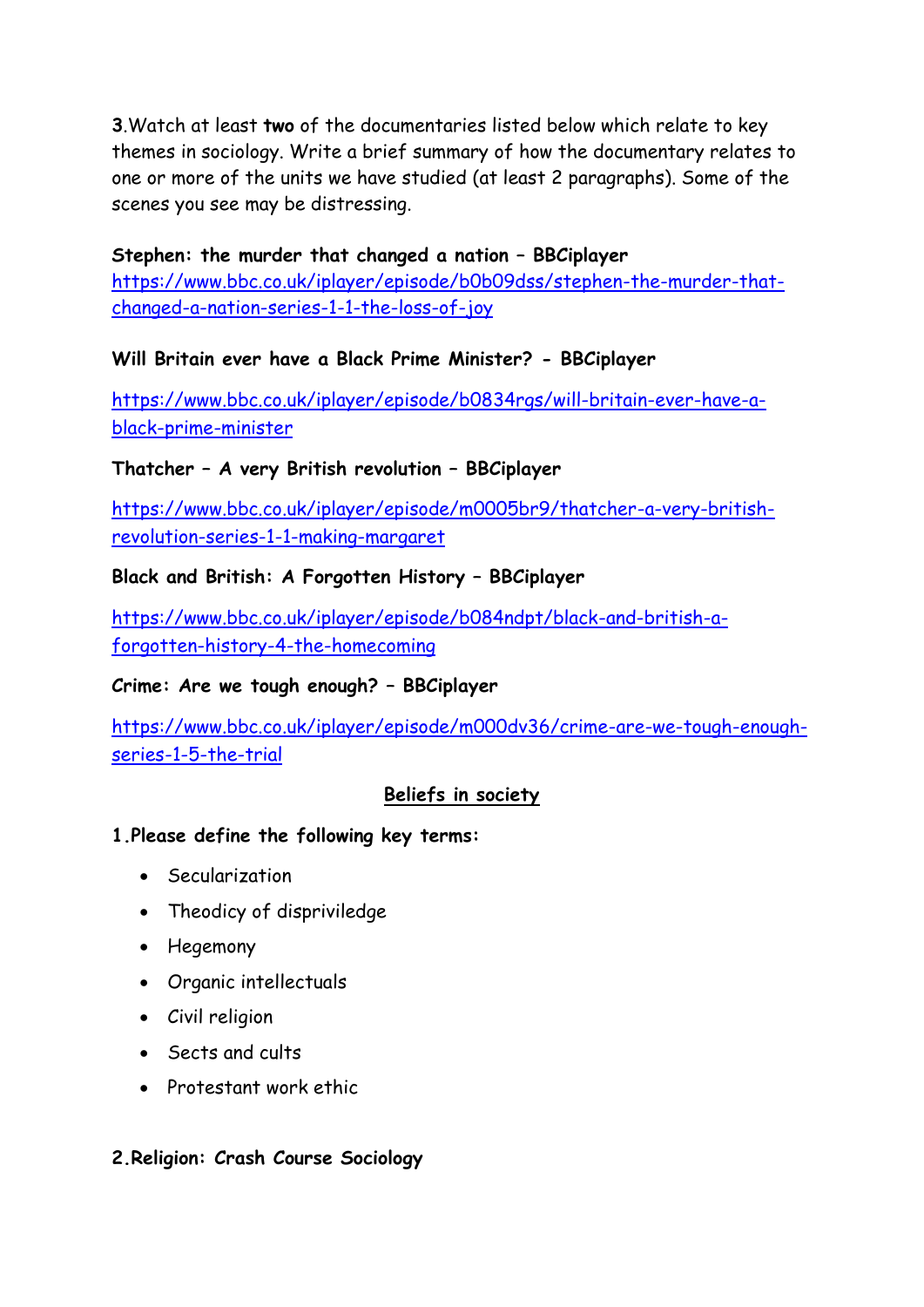**3**.Watch at least **two** of the documentaries listed below which relate to key themes in sociology. Write a brief summary of how the documentary relates to one or more of the units we have studied (at least 2 paragraphs). Some of the scenes you see may be distressing.

**Stephen: the murder that changed a nation – BBCiplayer**
[https://www.bbc.co.uk/iplayer/episode/b0b09dss/stephen-the-murder-that-changed-a-nation-series-1-1-the-loss-of-joy](https://www.bbc.co.uk/iplayer/episode/b0b09dss/stephen-the-murder-that-changed-a-nation-series-1-1-the-loss-of-joy)

**Will Britain ever have a Black Prime Minister? - BBCiplayer**

[https://www.bbc.co.uk/iplayer/episode/b0834rgs/will-britain-ever-have-a-black-prime-minister](https://www.bbc.co.uk/iplayer/episode/b0834rgs/will-britain-ever-have-a-black-prime-minister)

**Thatcher – A very British revolution – BBCiplayer**

[https://www.bbc.co.uk/iplayer/episode/m0005br9/thatcher-a-very-british-revolution-series-1-1-making-margaret](https://www.bbc.co.uk/iplayer/episode/m0005br9/thatcher-a-very-british-revolution-series-1-1-making-margaret)

**Black and British: A Forgotten History – BBCiplayer**

[https://www.bbc.co.uk/iplayer/episode/b084ndpt/black-and-british-a-forgotten-history-4-the-homecoming](https://www.bbc.co.uk/iplayer/episode/b084ndpt/black-and-british-a-forgotten-history-4-the-homecoming)

**Crime: Are we tough enough? – BBCiplayer**

[https://www.bbc.co.uk/iplayer/episode/m000dv36/crime-are-we-tough-enough-series-1-5-the-trial](https://www.bbc.co.uk/iplayer/episode/m000dv36/crime-are-we-tough-enough-series-1-5-the-trial)

## Beliefs in society

**1.Please define the following key terms:**

- Secularization
- Theodicy of dispriviledge
- Hegemony
- Organic intellectuals
- Civil religion
- Sects and cults
- Protestant work ethic

**2.Religion: *Crash Course Sociology***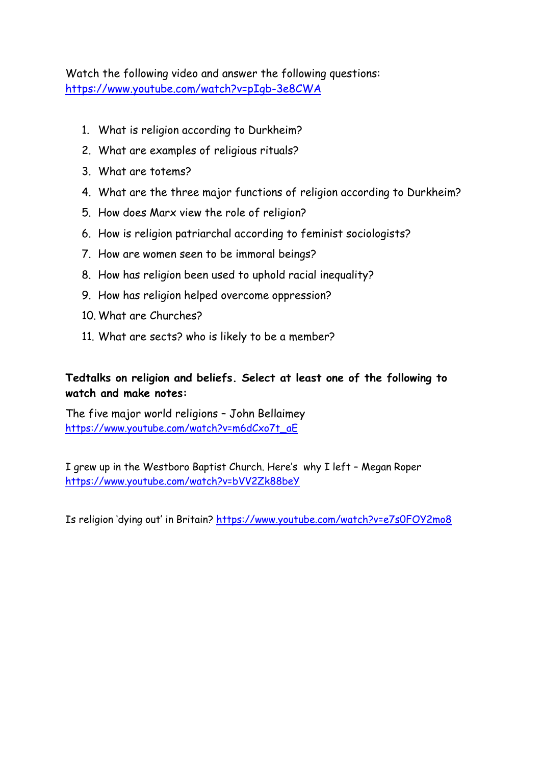Watch the following video and answer the following questions:
https://www.youtube.com/watch?v=pIgb-3e8CWA

1. What is religion according to Durkheim?
2. What are examples of religious rituals?
3. What are totems?
4. What are the three major functions of religion according to Durkheim?
5. How does Marx view the role of religion?
6. How is religion patriarchal according to feminist sociologists?
7. How are women seen to be immoral beings?
8. How has religion been used to uphold racial inequality?
9. How has religion helped overcome oppression?
10. What are Churches?
11. What are sects? who is likely to be a member?

**Tedtalks on religion and beliefs. Select at least one of the following to watch and make notes:**

The five major world religions – John Bellaimey
https://www.youtube.com/watch?v=m6dCxo7t_aE

I grew up in the Westboro Baptist Church. Here's why I left – Megan Roper
https://www.youtube.com/watch?v=bVV2Zk88beY

Is religion 'dying out' in Britain? https://www.youtube.com/watch?v=e7s0FOY2mo8